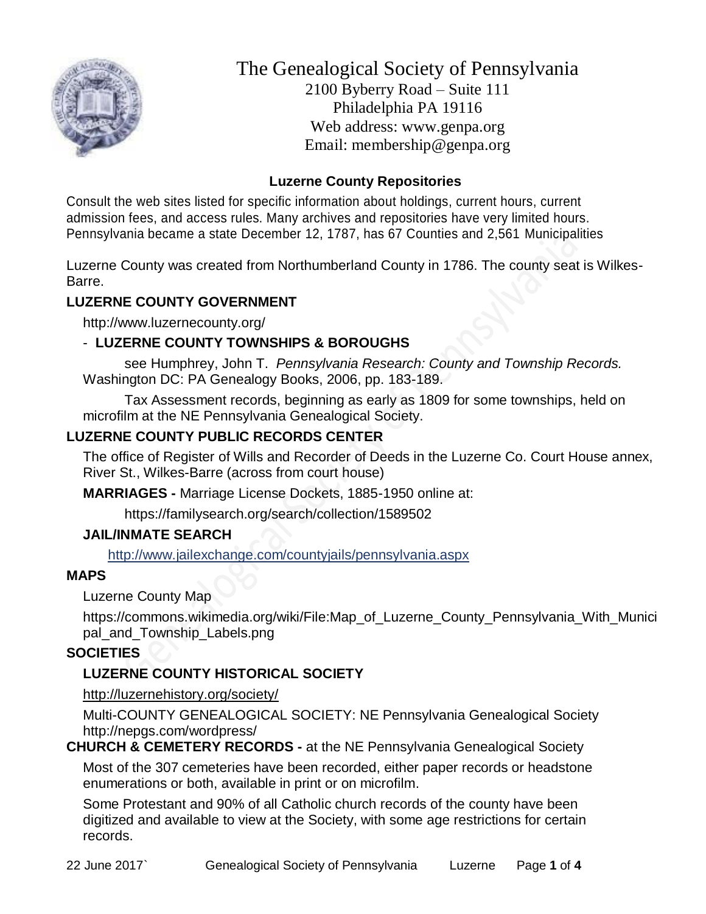# The Genealogical Society of Pennsylvania

2100 Byberry Road – Suite 111
Philadelphia PA 19116
Web address: www.genpa.org
Email: membership@genpa.org

## Luzerne County Repositories

Consult the web sites listed for specific information about holdings, current hours, current admission fees, and access rules. Many archives and repositories have very limited hours. Pennsylvania became a state December 12, 1787, has 67 Counties and 2,561 Municipalities

Luzerne County was created from Northumberland County in 1786. The county seat is Wilkes-Barre.

### LUZERNE COUNTY GOVERNMENT

http://www.luzernecounty.org/

- **LUZERNE COUNTY TOWNSHIPS & BOROUGHS**

see Humphrey, John T. *Pennsylvania Research: County and Township Records.* Washington DC: PA Genealogy Books, 2006, pp. 183-189.

Tax Assessment records, beginning as early as 1809 for some townships, held on microfilm at the NE Pennsylvania Genealogical Society.

### LUZERNE COUNTY PUBLIC RECORDS CENTER

The office of Register of Wills and Recorder of Deeds in the Luzerne Co. Court House annex, River St., Wilkes-Barre (across from court house)

**MARRIAGES -** Marriage License Dockets, 1885-1950 online at:

https://familysearch.org/search/collection/1589502

**JAIL/INMATE SEARCH**

http://www.jailexchange.com/countyjails/pennsylvania.aspx

### MAPS

Luzerne County Map

https://commons.wikimedia.org/wiki/File:Map_of_Luzerne_County_Pennsylvania_With_Municipal_and_Township_Labels.png

### SOCIETIES

**LUZERNE COUNTY HISTORICAL SOCIETY**

http://luzernehistory.org/society/

Multi-COUNTY GENEALOGICAL SOCIETY: NE Pennsylvania Genealogical Society
http://nepgs.com/wordpress/

**CHURCH & CEMETERY RECORDS -** at the NE Pennsylvania Genealogical Society

Most of the 307 cemeteries have been recorded, either paper records or headstone enumerations or both, available in print or on microfilm.

Some Protestant and 90% of all Catholic church records of the county have been digitized and available to view at the Society, with some age restrictions for certain records.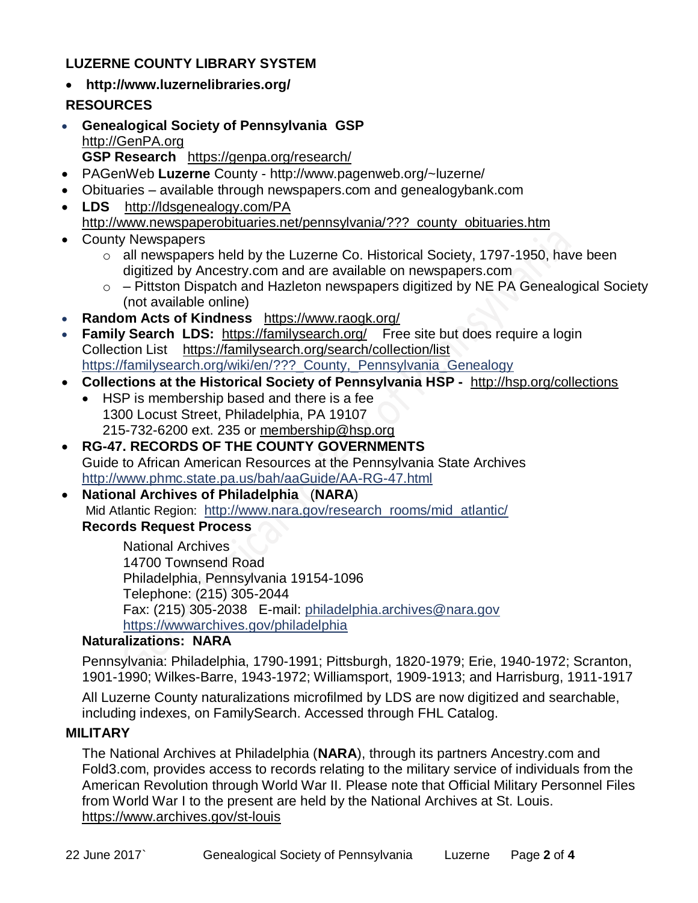**LUZERNE COUNTY LIBRARY SYSTEM**

- **http://www.luzernelibraries.org/**

**RESOURCES**

- **Genealogical Society of Pennsylvania GSP**
  http://GenPA.org
  **GSP Research** https://genpa.org/research/
- PAGenWeb **Luzerne** County - http://www.pagenweb.org/~luzerne/
- Obituaries – available through newspapers.com and genealogybank.com
- **LDS** http://ldsgenealogy.com/PA
  http://www.newspaperobituaries.net/pennsylvania/???_county_obituaries.htm
- County Newspapers
  - all newspapers held by the Luzerne Co. Historical Society, 1797-1950, have been digitized by Ancestry.com and are available on newspapers.com
  - – Pittston Dispatch and Hazleton newspapers digitized by NE PA Genealogical Society (not available online)
- **Random Acts of Kindness** https://www.raogk.org/
- **Family Search LDS:** https://familysearch.org/ Free site but does require a login
  Collection List https://familysearch.org/search/collection/list
  https://familysearch.org/wiki/en/???_County,_Pennsylvania_Genealogy
- **Collections at the Historical Society of Pennsylvania HSP -** http://hsp.org/collections
  - HSP is membership based and there is a fee
    1300 Locust Street, Philadelphia, PA 19107
    215-732-6200 ext. 235 or membership@hsp.org
- **RG-47. RECORDS OF THE COUNTY GOVERNMENTS**
  Guide to African American Resources at the Pennsylvania State Archives
  http://www.phmc.state.pa.us/bah/aaGuide/AA-RG-47.html
- **National Archives of Philadelphia** (**NARA**)
  Mid Atlantic Region: http://www.nara.gov/research_rooms/mid_atlantic/
  **Records Request Process**

  National Archives
  14700 Townsend Road
  Philadelphia, Pennsylvania 19154-1096
  Telephone: (215) 305-2044
  Fax: (215) 305-2038 E-mail: philadelphia.archives@nara.gov
  https://wwwarchives.gov/philadelphia

  **Naturalizations: NARA**

  Pennsylvania: Philadelphia, 1790-1991; Pittsburgh, 1820-1979; Erie, 1940-1972; Scranton, 1901-1990; Wilkes-Barre, 1943-1972; Williamsport, 1909-1913; and Harrisburg, 1911-1917

  All Luzerne County naturalizations microfilmed by LDS are now digitized and searchable, including indexes, on FamilySearch. Accessed through FHL Catalog.

**MILITARY**

The National Archives at Philadelphia (**NARA**), through its partners Ancestry.com and Fold3.com, provides access to records relating to the military service of individuals from the American Revolution through World War II. Please note that Official Military Personnel Files from World War I to the present are held by the National Archives at St. Louis.
https://www.archives.gov/st-louis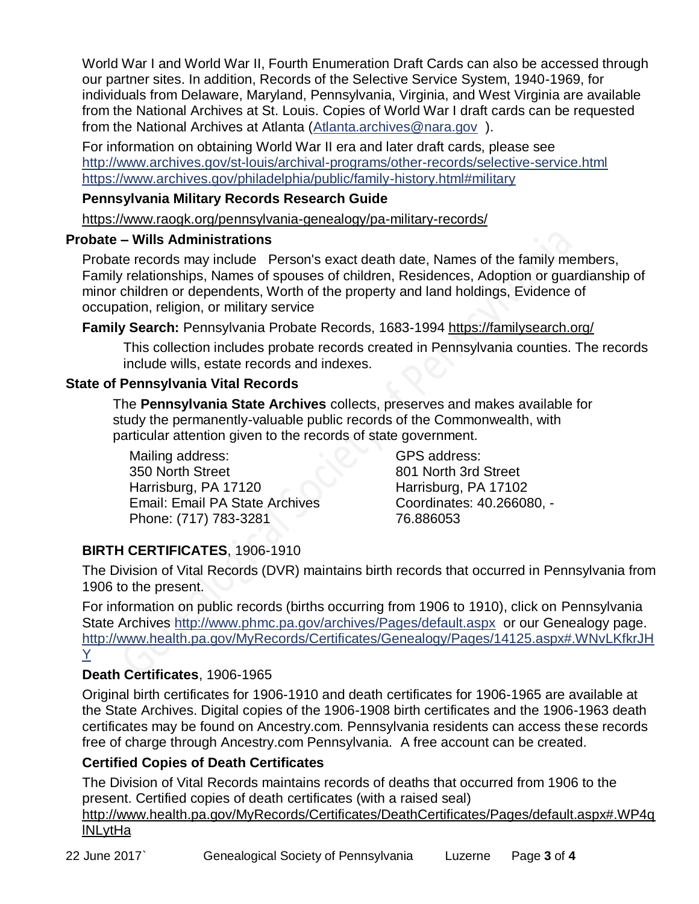World War I and World War II, Fourth Enumeration Draft Cards can also be accessed through our partner sites. In addition, Records of the Selective Service System, 1940-1969, for individuals from Delaware, Maryland, Pennsylvania, Virginia, and West Virginia are available from the National Archives at St. Louis. Copies of World War I draft cards can be requested from the National Archives at Atlanta (Atlanta.archives@nara.gov ).

For information on obtaining World War II era and later draft cards, please see
http://www.archives.gov/st-louis/archival-programs/other-records/selective-service.html
https://www.archives.gov/philadelphia/public/family-history.html#military

**Pennsylvania Military Records Research Guide**

https://www.raogk.org/pennsylvania-genealogy/pa-military-records/

## Probate – Wills Administrations

Probate records may include Person's exact death date, Names of the family members, Family relationships, Names of spouses of children, Residences, Adoption or guardianship of minor children or dependents, Worth of the property and land holdings, Evidence of occupation, religion, or military service

**Family Search:** Pennsylvania Probate Records, 1683-1994 https://familysearch.org/

This collection includes probate records created in Pennsylvania counties. The records include wills, estate records and indexes.

## State of Pennsylvania Vital Records

The **Pennsylvania State Archives** collects, preserves and makes available for study the permanently-valuable public records of the Commonwealth, with particular attention given to the records of state government.

Mailing address:
350 North Street
Harrisburg, PA 17120
Email: Email PA State Archives
Phone: (717) 783-3281

GPS address:
801 North 3rd Street
Harrisburg, PA 17102
Coordinates: 40.266080, -76.886053

**BIRTH CERTIFICATES**, 1906-1910

The Division of Vital Records (DVR) maintains birth records that occurred in Pennsylvania from 1906 to the present.

For information on public records (births occurring from 1906 to 1910), click on Pennsylvania State Archives http://www.phmc.pa.gov/archives/Pages/default.aspx or our Genealogy page.
http://www.health.pa.gov/MyRecords/Certificates/Genealogy/Pages/14125.aspx#.WNvLKfkrJHY

**Death Certificates**, 1906-1965

Original birth certificates for 1906-1910 and death certificates for 1906-1965 are available at the State Archives. Digital copies of the 1906-1908 birth certificates and the 1906-1963 death certificates may be found on Ancestry.com. Pennsylvania residents can access these records free of charge through Ancestry.com Pennsylvania. A free account can be created.

**Certified Copies of Death Certificates**

The Division of Vital Records maintains records of deaths that occurred from 1906 to the present. Certified copies of death certificates (with a raised seal)
http://www.health.pa.gov/MyRecords/Certificates/DeathCertificates/Pages/default.aspx#.WP4qlNLytHa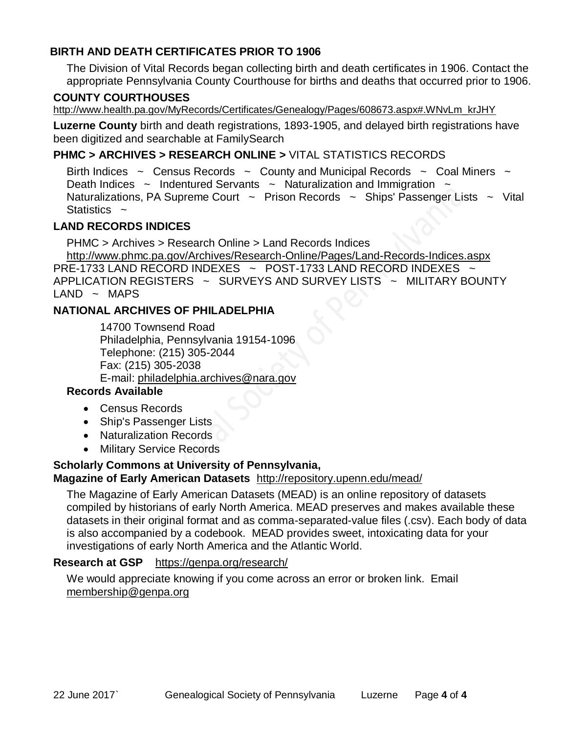## BIRTH AND DEATH CERTIFICATES PRIOR TO 1906

The Division of Vital Records began collecting birth and death certificates in 1906. Contact the appropriate Pennsylvania County Courthouse for births and deaths that occurred prior to 1906.

### COUNTY COURTHOUSES

http://www.health.pa.gov/MyRecords/Certificates/Genealogy/Pages/608673.aspx#.WNvLm_krJHY

**Luzerne County** birth and death registrations, 1893-1905, and delayed birth registrations have been digitized and searchable at FamilySearch

### PHMC > ARCHIVES > RESEARCH ONLINE > VITAL STATISTICS RECORDS

Birth Indices ~ Census Records ~ County and Municipal Records ~ Coal Miners ~ Death Indices ~ Indentured Servants ~ Naturalization and Immigration ~ Naturalizations, PA Supreme Court ~ Prison Records ~ Ships' Passenger Lists ~ Vital Statistics ~

### LAND RECORDS INDICES

PHMC > Archives > Research Online > Land Records Indices
http://www.phmc.pa.gov/Archives/Research-Online/Pages/Land-Records-Indices.aspx
PRE-1733 LAND RECORD INDEXES ~ POST-1733 LAND RECORD INDEXES ~ APPLICATION REGISTERS ~ SURVEYS AND SURVEY LISTS ~ MILITARY BOUNTY LAND ~ MAPS

### NATIONAL ARCHIVES OF PHILADELPHIA

14700 Townsend Road
Philadelphia, Pennsylvania 19154-1096
Telephone: (215) 305-2044
Fax: (215) 305-2038
E-mail: philadelphia.archives@nara.gov

**Records Available**

- Census Records
- Ship's Passenger Lists
- Naturalization Records
- Military Service Records

### Scholarly Commons at University of Pennsylvania, Magazine of Early American Datasets http://repository.upenn.edu/mead/

The Magazine of Early American Datasets (MEAD) is an online repository of datasets compiled by historians of early North America. MEAD preserves and makes available these datasets in their original format and as comma-separated-value files (.csv). Each body of data is also accompanied by a codebook. MEAD provides sweet, intoxicating data for your investigations of early North America and the Atlantic World.

### Research at GSP https://genpa.org/research/

We would appreciate knowing if you come across an error or broken link. Email membership@genpa.org